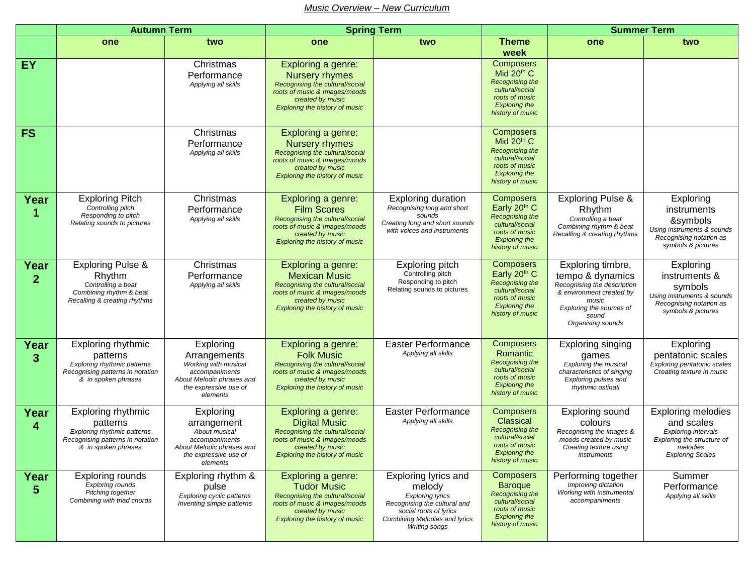*Music Overview – New Curriculum*

| | Autumn Term | | Spring Term | | | Summer Term | |
|---|---|---|---|---|---|---|---|
| | one | two | one | two | Theme week | one | two |
| **EY** | | Christmas Performance *Applying all skills* | Exploring a genre: Nursery rhymes *Recognising the cultural/social roots of music & Images/moods created by music* *Exploring the history of music* | | Composers Mid 20th C *Recognising the cultural/social roots of music* *Exploring the history of music* | | |
| **FS** | | Christmas Performance *Applying all skills* | Exploring a genre: Nursery rhymes *Recognising the cultural/social roots of music & Images/moods created by music* *Exploring the history of music* | | Composers Mid 20th C *Recognising the cultural/social roots of music* *Exploring the history of music* | | |
| **Year 1** | Exploring Pitch *Controlling pitch* *Responding to pitch* *Relating sounds to pictures* | Christmas Performance *Applying all skills* | Exploring a genre: Film Scores *Recognising the cultural/social roots of music & Images/moods created by music* *Exploring the history of music* | Exploring duration *Recognising long and short sounds* *Creating long and short sounds with voices and instruments* | Composers Early 20th C *Recognising the cultural/social roots of music* *Exploring the history of music* | Exploring Pulse & Rhythm *Controlling a beat* *Combining rhythm & beat* *Recalling & creating rhythms* | Exploring instruments &symbols *Using instruments & sounds* *Recognising notation as symbols & pictures* |
| **Year 2** | Exploring Pulse & Rhythm *Controlling a beat* *Combining rhythm & beat* *Recalling & creating rhythms* | Christmas Performance *Applying all skills* | Exploring a genre: Mexican Music *Recognising the cultural/social roots of music & Images/moods created by music* *Exploring the history of music* | Exploring pitch Controlling pitch Responding to pitch Relating sounds to pictures | Composers Early 20th C *Recognising the cultural/social roots of music* *Exploring the history of music* | Exploring timbre, tempo & dynamics *Recognising the description & environment created by music* *Exploring the sources of sound* *Organising sounds* | Exploring instruments & symbols *Using instruments & sounds* *Recognising notation as symbols & pictures* |
| **Year 3** | Exploring rhythmic patterns *Exploring rhythmic patterns* *Recognising patterns in notation & in spoken phrases* | Exploring Arrangements *Working with musical accompaniments* *About Melodic phrases and the expressive use of elements* | Exploring a genre: Folk Music *Recognising the cultural/social roots of music & Images/moods created by music* *Exploring the history of music* | Easter Performance *Applying all skills* | Composers Romantic *Recognising the cultural/social roots of music* *Exploring the history of music* | Exploring singing games *Exploring the musical characteristics of singing* *Exploring pulses and rhythmic ostinati* | Exploring pentatonic scales *Exploring pentatonic scales* *Creating texture in music* |
| **Year 4** | Exploring rhythmic patterns *Exploring rhythmic patterns* *Recognising patterns in notation & in spoken phrases* | Exploring arrangement *About musical accompaniments* *About Melodic phrases and the expressive use of elements* | Exploring a genre: Digital Music *Recognising the cultural/social roots of music & Images/moods created by music* *Exploring the history of music* | Easter Performance *Applying all skills* | Composers Classical *Recognising the cultural/social roots of music* *Exploring the history of music* | Exploring sound colours *Recognising the images & moods created by music* *Creating texture using instruments* | Exploring melodies and scales *Exploring intervals* *Exploring the structure of melodies* *Exploring Scales* |
| **Year 5** | Exploring rounds *Exploring rounds* *Pitching together* *Combining with triad chords* | Exploring rhythm & pulse *Exploring cyclic patterns* *Inventing simple patterns* | Exploring a genre: Tudor Music *Recognising the cultural/social roots of music & Images/moods created by music* *Exploring the history of music* | Exploring lyrics and melody *Exploring lyrics* *Recognising the cultural and social roots of lyrics* *Combining Melodies and lyrics* *Writing songs* | Composers Baroque *Recognising the cultural/social roots of music* *Exploring the history of music* | Performing together *Improving dictation* *Working with instrumental accompaniments* | Summer Performance *Applying all skills* |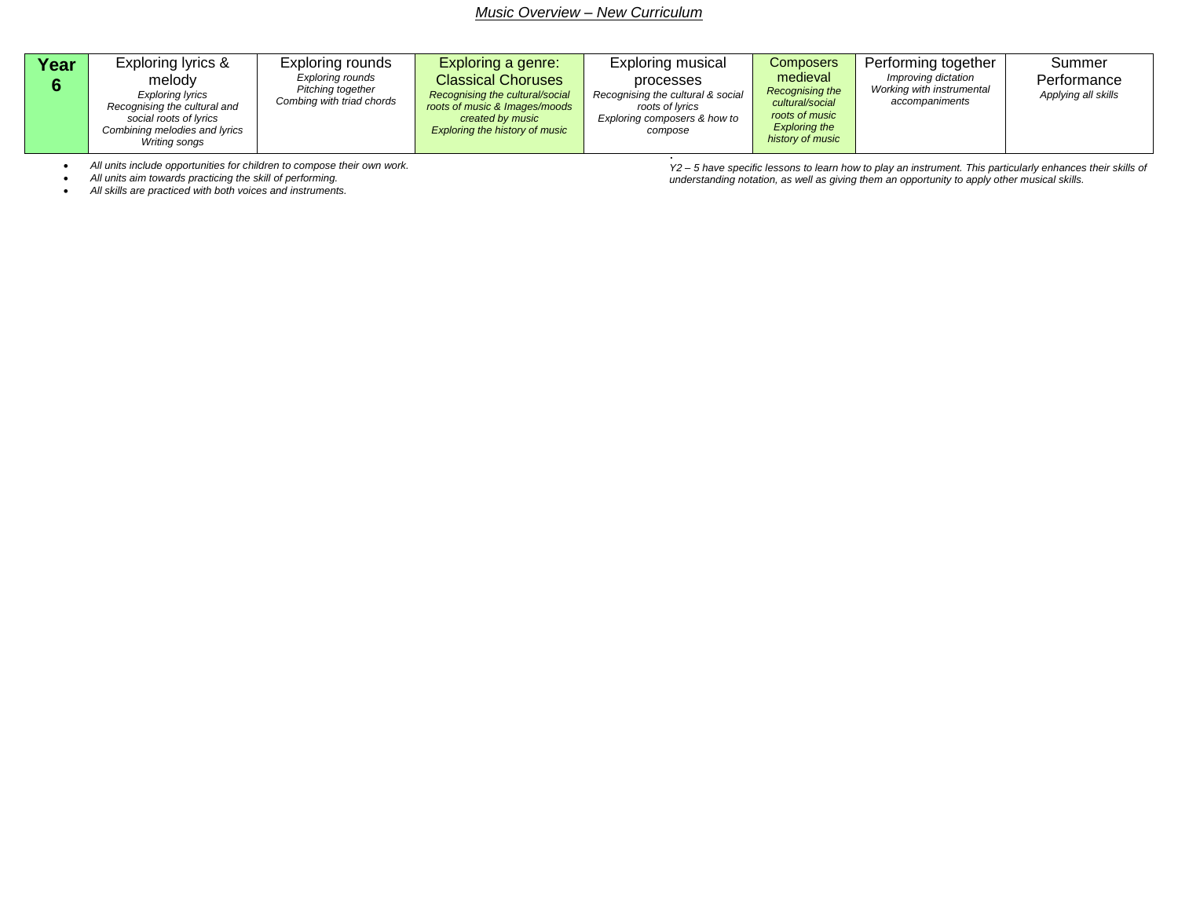*Music Overview – New Curriculum*

| | | | | | | | |
|---|---|---|---|---|---|---|---|
| **Year 6** | Exploring lyrics & melody<br>*Exploring lyrics*<br>*Recognising the cultural and social roots of lyrics*<br>*Combining melodies and lyrics*<br>*Writing songs* | Exploring rounds<br>*Exploring rounds*<br>*Pitching together*<br>*Combing with triad chords* | Exploring a genre: Classical Choruses<br>*Recognising the cultural/social roots of music & Images/moods created by music*<br>*Exploring the history of music* | Exploring musical processes<br>*Recognising the cultural & social roots of lyrics*<br>*Exploring composers & how to compose* | Composers medieval<br>*Recognising the cultural/social roots of music*<br>*Exploring the history of music* | Performing together<br>*Improving dictation*<br>*Working with instrumental accompaniments* | Summer Performance<br>*Applying all skills* |

- *All units include opportunities for children to compose their own work.*
- *All units aim towards practicing the skill of performing.*
- *All skills are practiced with both voices and instruments.*

*Y2 – 5 have specific lessons to learn how to play an instrument. This particularly enhances their skills of understanding notation, as well as giving them an opportunity to apply other musical skills.*